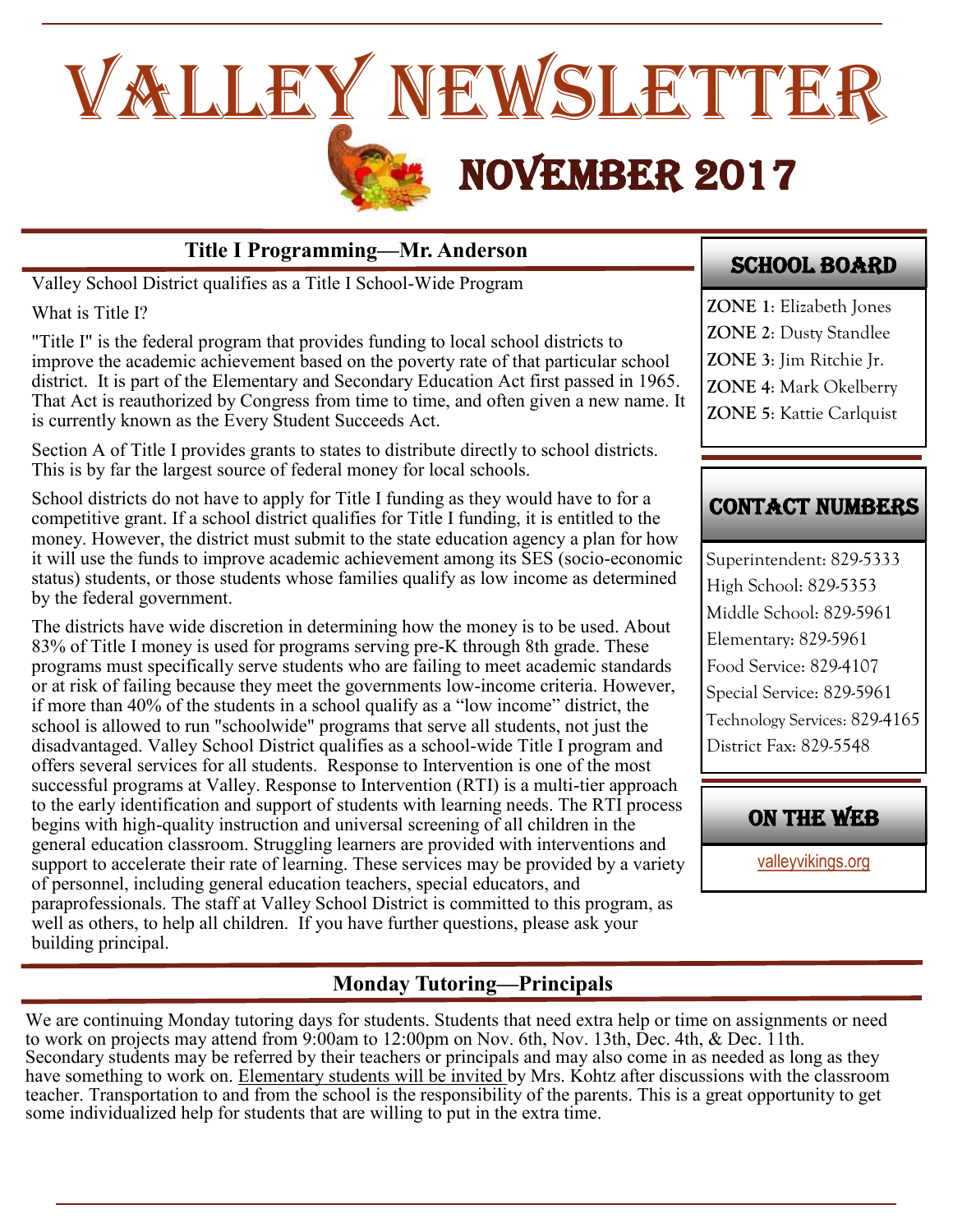# Valley Newsletter

## November 2017

## Title I Programming—Mr. Anderson

Valley School District qualifies as a Title I School-Wide Program

What is Title I?

"Title I" is the federal program that provides funding to local school districts to improve the academic achievement based on the poverty rate of that particular school district. It is part of the Elementary and Secondary Education Act first passed in 1965. That Act is reauthorized by Congress from time to time, and often given a new name. It is currently known as the Every Student Succeeds Act.

Section A of Title I provides grants to states to distribute directly to school districts. This is by far the largest source of federal money for local schools.

School districts do not have to apply for Title I funding as they would have to for a competitive grant. If a school district qualifies for Title I funding, it is entitled to the money. However, the district must submit to the state education agency a plan for how it will use the funds to improve academic achievement among its SES (socio-economic status) students, or those students whose families qualify as low income as determined by the federal government.

The districts have wide discretion in determining how the money is to be used. About 83% of Title I money is used for programs serving pre-K through 8th grade. These programs must specifically serve students who are failing to meet academic standards or at risk of failing because they meet the governments low-income criteria. However, if more than 40% of the students in a school qualify as a "low income" district, the school is allowed to run "schoolwide" programs that serve all students, not just the disadvantaged. Valley School District qualifies as a school-wide Title I program and offers several services for all students. Response to Intervention is one of the most successful programs at Valley. Response to Intervention (RTI) is a multi-tier approach to the early identification and support of students with learning needs. The RTI process begins with high-quality instruction and universal screening of all children in the general education classroom. Struggling learners are provided with interventions and support to accelerate their rate of learning. These services may be provided by a variety of personnel, including general education teachers, special educators, and paraprofessionals. The staff at Valley School District is committed to this program, as well as others, to help all children. If you have further questions, please ask your building principal.

## School Board

**ZONE 1**: Elizabeth Jones
**ZONE 2**: Dusty Standlee
**ZONE 3**: Jim Ritchie Jr.
**ZONE 4**: Mark Okelberry
**ZONE 5**: Kattie Carlquist

## Contact Numbers

Superintendent: 829-5333
High School: 829-5353
Middle School: 829-5961
Elementary: 829-5961
Food Service: 829-4107
Special Service: 829-5961
Technology Services: 829-4165
District Fax: 829-5548

## On the Web

valleyvikings.org

## Monday Tutoring—Principals

We are continuing Monday tutoring days for students. Students that need extra help or time on assignments or need to work on projects may attend from 9:00am to 12:00pm on Nov. 6th, Nov. 13th, Dec. 4th, & Dec. 11th. Secondary students may be referred by their teachers or principals and may also come in as needed as long as they have something to work on. Elementary students will be invited by Mrs. Kohtz after discussions with the classroom teacher. Transportation to and from the school is the responsibility of the parents. This is a great opportunity to get some individualized help for students that are willing to put in the extra time.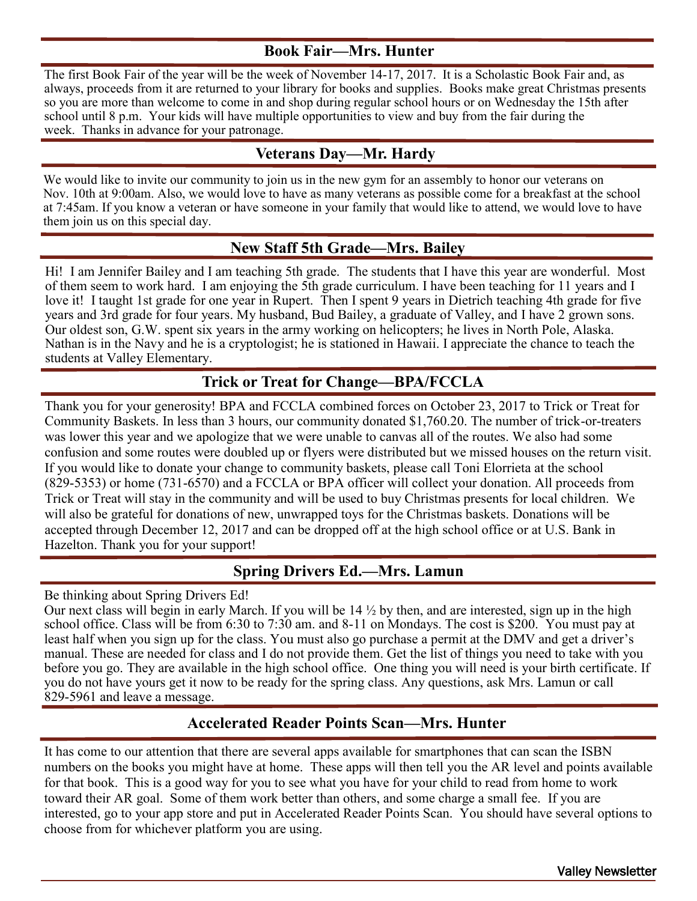## Book Fair—Mrs. Hunter

The first Book Fair of the year will be the week of November 14-17, 2017. It is a Scholastic Book Fair and, as always, proceeds from it are returned to your library for books and supplies. Books make great Christmas presents so you are more than welcome to come in and shop during regular school hours or on Wednesday the 15th after school until 8 p.m. Your kids will have multiple opportunities to view and buy from the fair during the week. Thanks in advance for your patronage.

## Veterans Day—Mr. Hardy

We would like to invite our community to join us in the new gym for an assembly to honor our veterans on Nov. 10th at 9:00am. Also, we would love to have as many veterans as possible come for a breakfast at the school at 7:45am. If you know a veteran or have someone in your family that would like to attend, we would love to have them join us on this special day.

## New Staff 5th Grade—Mrs. Bailey

Hi! I am Jennifer Bailey and I am teaching 5th grade. The students that I have this year are wonderful. Most of them seem to work hard. I am enjoying the 5th grade curriculum. I have been teaching for 11 years and I love it! I taught 1st grade for one year in Rupert. Then I spent 9 years in Dietrich teaching 4th grade for five years and 3rd grade for four years. My husband, Bud Bailey, a graduate of Valley, and I have 2 grown sons. Our oldest son, G.W. spent six years in the army working on helicopters; he lives in North Pole, Alaska. Nathan is in the Navy and he is a cryptologist; he is stationed in Hawaii. I appreciate the chance to teach the students at Valley Elementary.

## Trick or Treat for Change—BPA/FCCLA

Thank you for your generosity! BPA and FCCLA combined forces on October 23, 2017 to Trick or Treat for Community Baskets. In less than 3 hours, our community donated $1,760.20. The number of trick-or-treaters was lower this year and we apologize that we were unable to canvas all of the routes. We also had some confusion and some routes were doubled up or flyers were distributed but we missed houses on the return visit. If you would like to donate your change to community baskets, please call Toni Elorrieta at the school (829-5353) or home (731-6570) and a FCCLA or BPA officer will collect your donation. All proceeds from Trick or Treat will stay in the community and will be used to buy Christmas presents for local children. We will also be grateful for donations of new, unwrapped toys for the Christmas baskets. Donations will be accepted through December 12, 2017 and can be dropped off at the high school office or at U.S. Bank in Hazelton. Thank you for your support!

## Spring Drivers Ed.—Mrs. Lamun

Be thinking about Spring Drivers Ed!

Our next class will begin in early March. If you will be 14 ½ by then, and are interested, sign up in the high school office. Class will be from 6:30 to 7:30 am. and 8-11 on Mondays. The cost is $200. You must pay at least half when you sign up for the class. You must also go purchase a permit at the DMV and get a driver's manual. These are needed for class and I do not provide them. Get the list of things you need to take with you before you go. They are available in the high school office. One thing you will need is your birth certificate. If you do not have yours get it now to be ready for the spring class. Any questions, ask Mrs. Lamun or call 829-5961 and leave a message.

## Accelerated Reader Points Scan—Mrs. Hunter

It has come to our attention that there are several apps available for smartphones that can scan the ISBN numbers on the books you might have at home. These apps will then tell you the AR level and points available for that book. This is a good way for you to see what you have for your child to read from home to work toward their AR goal. Some of them work better than others, and some charge a small fee. If you are interested, go to your app store and put in Accelerated Reader Points Scan. You should have several options to choose from for whichever platform you are using.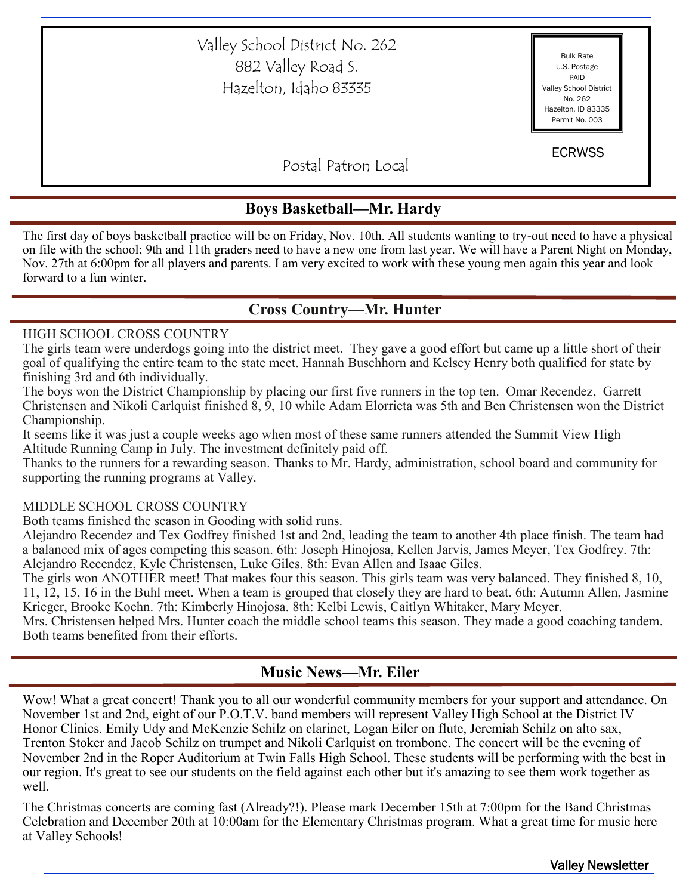Valley School District No. 262
882 Valley Road S.
Hazelton, Idaho 83335

Bulk Rate
U.S. Postage
PAID
Valley School District
No. 262
Hazelton, ID 83335
Permit No. 003

ECRWSS

Postal Patron Local

## Boys Basketball—Mr. Hardy

The first day of boys basketball practice will be on Friday, Nov. 10th. All students wanting to try-out need to have a physical on file with the school; 9th and 11th graders need to have a new one from last year. We will have a Parent Night on Monday, Nov. 27th at 6:00pm for all players and parents. I am very excited to work with these young men again this year and look forward to a fun winter.

## Cross Country—Mr. Hunter

HIGH SCHOOL CROSS COUNTRY

The girls team were underdogs going into the district meet. They gave a good effort but came up a little short of their goal of qualifying the entire team to the state meet. Hannah Buschhorn and Kelsey Henry both qualified for state by finishing 3rd and 6th individually.

The boys won the District Championship by placing our first five runners in the top ten. Omar Recendez, Garrett Christensen and Nikoli Carlquist finished 8, 9, 10 while Adam Elorrieta was 5th and Ben Christensen won the District Championship.

It seems like it was just a couple weeks ago when most of these same runners attended the Summit View High Altitude Running Camp in July. The investment definitely paid off.

Thanks to the runners for a rewarding season. Thanks to Mr. Hardy, administration, school board and community for supporting the running programs at Valley.

MIDDLE SCHOOL CROSS COUNTRY

Both teams finished the season in Gooding with solid runs.

Alejandro Recendez and Tex Godfrey finished 1st and 2nd, leading the team to another 4th place finish. The team had a balanced mix of ages competing this season. 6th: Joseph Hinojosa, Kellen Jarvis, James Meyer, Tex Godfrey. 7th: Alejandro Recendez, Kyle Christensen, Luke Giles. 8th: Evan Allen and Isaac Giles.

The girls won ANOTHER meet! That makes four this season. This girls team was very balanced. They finished 8, 10, 11, 12, 15, 16 in the Buhl meet. When a team is grouped that closely they are hard to beat. 6th: Autumn Allen, Jasmine Krieger, Brooke Koehn. 7th: Kimberly Hinojosa. 8th: Kelbi Lewis, Caitlyn Whitaker, Mary Meyer.

Mrs. Christensen helped Mrs. Hunter coach the middle school teams this season. They made a good coaching tandem. Both teams benefited from their efforts.

## Music News—Mr. Eiler

Wow! What a great concert! Thank you to all our wonderful community members for your support and attendance. On November 1st and 2nd, eight of our P.O.T.V. band members will represent Valley High School at the District IV Honor Clinics. Emily Udy and McKenzie Schilz on clarinet, Logan Eiler on flute, Jeremiah Schilz on alto sax, Trenton Stoker and Jacob Schilz on trumpet and Nikoli Carlquist on trombone. The concert will be the evening of November 2nd in the Roper Auditorium at Twin Falls High School. These students will be performing with the best in our region. It's great to see our students on the field against each other but it's amazing to see them work together as well.

The Christmas concerts are coming fast (Already?!). Please mark December 15th at 7:00pm for the Band Christmas Celebration and December 20th at 10:00am for the Elementary Christmas program. What a great time for music here at Valley Schools!